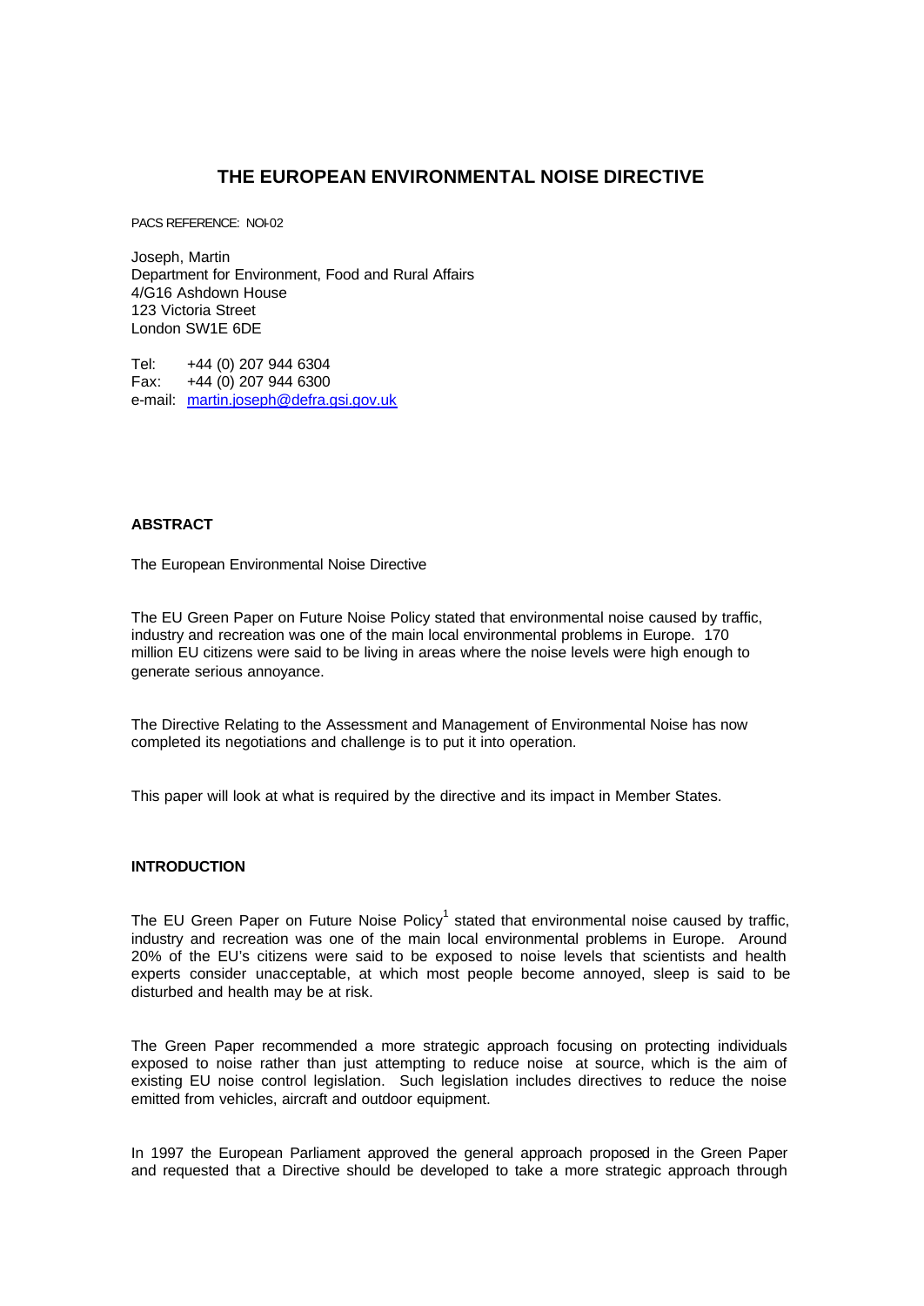# THE EUROPEAN ENVIRONMENTAL NOISE DIRECTIVE

PACS REFERENCE: NOI-02

Joseph, Martin
Department for Environment, Food and Rural Affairs
4/G16 Ashdown House
123 Victoria Street
London SW1E 6DE

Tel: +44 (0) 207 944 6304
Fax: +44 (0) 207 944 6300
e-mail: martin.joseph@defra.gsi.gov.uk

## ABSTRACT

The European Environmental Noise Directive

The EU Green Paper on Future Noise Policy stated that environmental noise caused by traffic, industry and recreation was one of the main local environmental problems in Europe. 170 million EU citizens were said to be living in areas where the noise levels were high enough to generate serious annoyance.

The Directive Relating to the Assessment and Management of Environmental Noise has now completed its negotiations and challenge is to put it into operation.

This paper will look at what is required by the directive and its impact in Member States.

## INTRODUCTION

The EU Green Paper on Future Noise Policy[1] stated that environmental noise caused by traffic, industry and recreation was one of the main local environmental problems in Europe. Around 20% of the EU's citizens were said to be exposed to noise levels that scientists and health experts consider unacceptable, at which most people become annoyed, sleep is said to be disturbed and health may be at risk.

The Green Paper recommended a more strategic approach focusing on protecting individuals exposed to noise rather than just attempting to reduce noise at source, which is the aim of existing EU noise control legislation. Such legislation includes directives to reduce the noise emitted from vehicles, aircraft and outdoor equipment.

In 1997 the European Parliament approved the general approach proposed in the Green Paper and requested that a Directive should be developed to take a more strategic approach through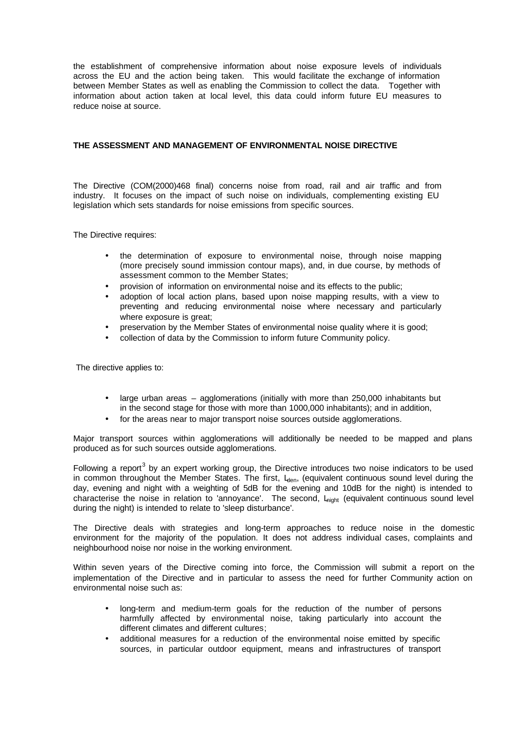the establishment of comprehensive information about noise exposure levels of individuals across the EU and the action being taken. This would facilitate the exchange of information between Member States as well as enabling the Commission to collect the data. Together with information about action taken at local level, this data could inform future EU measures to reduce noise at source.

## THE ASSESSMENT AND MANAGEMENT OF ENVIRONMENTAL NOISE DIRECTIVE

The Directive (COM(2000)468 final) concerns noise from road, rail and air traffic and from industry. It focuses on the impact of such noise on individuals, complementing existing EU legislation which sets standards for noise emissions from specific sources.

The Directive requires:

- the determination of exposure to environmental noise, through noise mapping (more precisely sound immission contour maps), and, in due course, by methods of assessment common to the Member States;
- provision of information on environmental noise and its effects to the public;
- adoption of local action plans, based upon noise mapping results, with a view to preventing and reducing environmental noise where necessary and particularly where exposure is great;
- preservation by the Member States of environmental noise quality where it is good;
- collection of data by the Commission to inform future Community policy.

The directive applies to:

- large urban areas – agglomerations (initially with more than 250,000 inhabitants but in the second stage for those with more than 1000,000 inhabitants); and in addition,
- for the areas near to major transport noise sources outside agglomerations.

Major transport sources within agglomerations will additionally be needed to be mapped and plans produced as for such sources outside agglomerations.

Following a report[3] by an expert working group, the Directive introduces two noise indicators to be used in common throughout the Member States. The first, $L_{den}$, (equivalent continuous sound level during the day, evening and night with a weighting of 5dB for the evening and 10dB for the night) is intended to characterise the noise in relation to 'annoyance'. The second, $L_{night}$ (equivalent continuous sound level during the night) is intended to relate to 'sleep disturbance'.

The Directive deals with strategies and long-term approaches to reduce noise in the domestic environment for the majority of the population. It does not address individual cases, complaints and neighbourhood noise nor noise in the working environment.

Within seven years of the Directive coming into force, the Commission will submit a report on the implementation of the Directive and in particular to assess the need for further Community action on environmental noise such as:

- long-term and medium-term goals for the reduction of the number of persons harmfully affected by environmental noise, taking particularly into account the different climates and different cultures;
- additional measures for a reduction of the environmental noise emitted by specific sources, in particular outdoor equipment, means and infrastructures of transport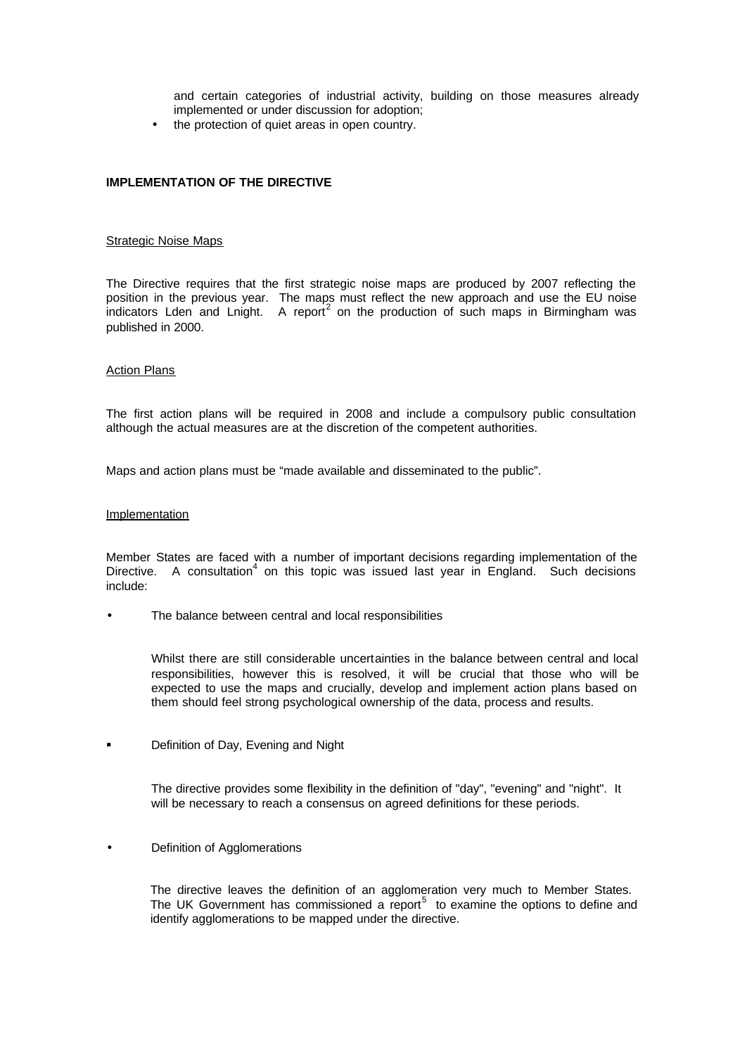and certain categories of industrial activity, building on those measures already implemented or under discussion for adoption;

- the protection of quiet areas in open country.

**IMPLEMENTATION OF THE DIRECTIVE**

Strategic Noise Maps

The Directive requires that the first strategic noise maps are produced by 2007 reflecting the position in the previous year. The maps must reflect the new approach and use the EU noise indicators Lden and Lnight. A report[2] on the production of such maps in Birmingham was published in 2000.

Action Plans

The first action plans will be required in 2008 and include a compulsory public consultation although the actual measures are at the discretion of the competent authorities.

Maps and action plans must be "made available and disseminated to the public".

Implementation

Member States are faced with a number of important decisions regarding implementation of the Directive. A consultation[4] on this topic was issued last year in England. Such decisions include:

- The balance between central and local responsibilities

  Whilst there are still considerable uncertainties in the balance between central and local responsibilities, however this is resolved, it will be crucial that those who will be expected to use the maps and crucially, develop and implement action plans based on them should feel strong psychological ownership of the data, process and results.

- Definition of Day, Evening and Night

  The directive provides some flexibility in the definition of "day", "evening" and "night". It will be necessary to reach a consensus on agreed definitions for these periods.

- Definition of Agglomerations

  The directive leaves the definition of an agglomeration very much to Member States. The UK Government has commissioned a report[5] to examine the options to define and identify agglomerations to be mapped under the directive.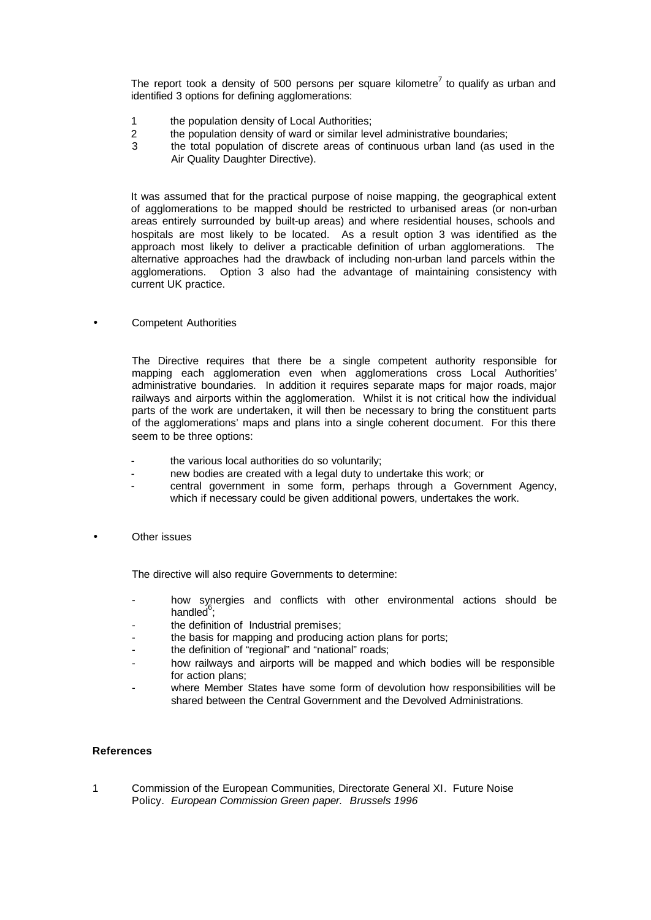The report took a density of 500 persons per square kilometre[7] to qualify as urban and identified 3 options for defining agglomerations:

1. the population density of Local Authorities;
2. the population density of ward or similar level administrative boundaries;
3. the total population of discrete areas of continuous urban land (as used in the Air Quality Daughter Directive).

It was assumed that for the practical purpose of noise mapping, the geographical extent of agglomerations to be mapped should be restricted to urbanised areas (or non-urban areas entirely surrounded by built-up areas) and where residential houses, schools and hospitals are most likely to be located. As a result option 3 was identified as the approach most likely to deliver a practicable definition of urban agglomerations. The alternative approaches had the drawback of including non-urban land parcels within the agglomerations. Option 3 also had the advantage of maintaining consistency with current UK practice.

- Competent Authorities

The Directive requires that there be a single competent authority responsible for mapping each agglomeration even when agglomerations cross Local Authorities' administrative boundaries. In addition it requires separate maps for major roads, major railways and airports within the agglomeration. Whilst it is not critical how the individual parts of the work are undertaken, it will then be necessary to bring the constituent parts of the agglomerations' maps and plans into a single coherent document. For this there seem to be three options:

- the various local authorities do so voluntarily;
- new bodies are created with a legal duty to undertake this work; or
- central government in some form, perhaps through a Government Agency, which if necessary could be given additional powers, undertakes the work.

- Other issues

The directive will also require Governments to determine:

- how synergies and conflicts with other environmental actions should be handled[6];
- the definition of Industrial premises;
- the basis for mapping and producing action plans for ports;
- the definition of "regional" and "national" roads;
- how railways and airports will be mapped and which bodies will be responsible for action plans;
- where Member States have some form of devolution how responsibilities will be shared between the Central Government and the Devolved Administrations.

**References**

1. Commission of the European Communities, Directorate General XI. Future Noise Policy. *European Commission Green paper. Brussels 1996*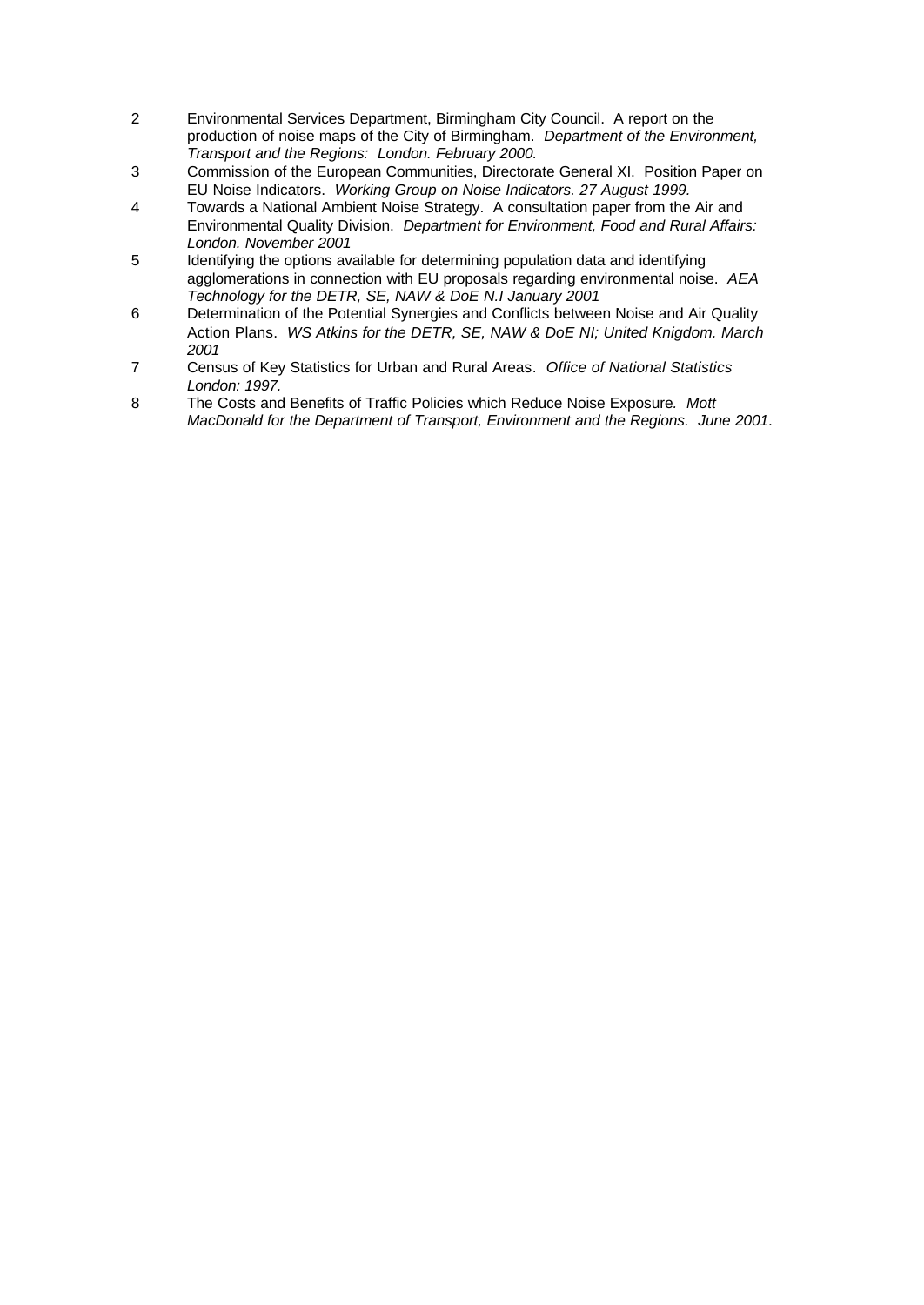2 Environmental Services Department, Birmingham City Council. A report on the production of noise maps of the City of Birmingham. *Department of the Environment, Transport and the Regions: London. February 2000.*

3 Commission of the European Communities, Directorate General XI. Position Paper on EU Noise Indicators. *Working Group on Noise Indicators. 27 August 1999.*

4 Towards a National Ambient Noise Strategy. A consultation paper from the Air and Environmental Quality Division. *Department for Environment, Food and Rural Affairs: London. November 2001*

5 Identifying the options available for determining population data and identifying agglomerations in connection with EU proposals regarding environmental noise. *AEA Technology for the DETR, SE, NAW & DoE N.I January 2001*

6 Determination of the Potential Synergies and Conflicts between Noise and Air Quality Action Plans. *WS Atkins for the DETR, SE, NAW & DoE NI; United Knigdom. March 2001*

7 Census of Key Statistics for Urban and Rural Areas. *Office of National Statistics London: 1997.*

8 The Costs and Benefits of Traffic Policies which Reduce Noise Exposure. *Mott MacDonald for the Department of Transport, Environment and the Regions. June 2001*.